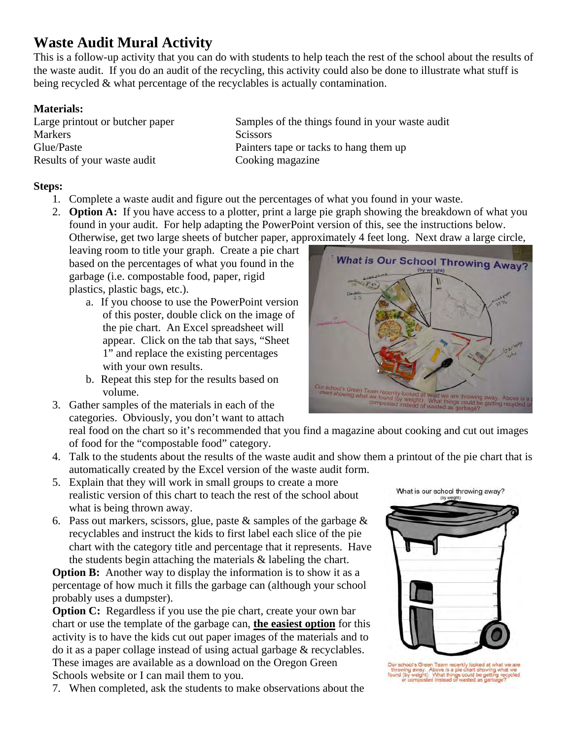# Waste Audit Mural Activity

This is a follow-up activity that you can do with students to help teach the rest of the school about the results of the waste audit. If you do an audit of the recycling, this activity could also be done to illustrate what stuff is being recycled & what percentage of the recyclables is actually contamination.

**Materials:**

- Large printout or butcher paper
- Markers
- Glue/Paste
- Results of your waste audit
- Samples of the things found in your waste audit
- Scissors
- Painters tape or tacks to hang them up
- Cooking magazine

**Steps:**

1. Complete a waste audit and figure out the percentages of what you found in your waste.
2. **Option A:** If you have access to a plotter, print a large pie graph showing the breakdown of what you found in your audit. For help adapting the PowerPoint version of this, see the instructions below. Otherwise, get two large sheets of butcher paper, approximately 4 feet long. Next draw a large circle, leaving room to title your graph. Create a pie chart based on the percentages of what you found in the garbage (i.e. compostable food, paper, rigid plastics, plastic bags, etc.).
   a. If you choose to use the PowerPoint version of this poster, double click on the image of the pie chart. An Excel spreadsheet will appear. Click on the tab that says, "Sheet 1" and replace the existing percentages with your own results.
   b. Repeat this step for the results based on volume.
3. Gather samples of the materials in each of the categories. Obviously, you don't want to attach real food on the chart so it's recommended that you find a magazine about cooking and cut out images of food for the "compostable food" category.
4. Talk to the students about the results of the waste audit and show them a printout of the pie chart that is automatically created by the Excel version of the waste audit form.
5. Explain that they will work in small groups to create a more realistic version of this chart to teach the rest of the school about what is being thrown away.
6. Pass out markers, scissors, glue, paste & samples of the garbage & recyclables and instruct the kids to first label each slice of the pie chart with the category title and percentage that it represents. Have the students begin attaching the materials & labeling the chart.

**Option B:** Another way to display the information is to show it as a percentage of how much it fills the garbage can (although your school probably uses a dumpster).

**Option C:** Regardless if you use the pie chart, create your own bar chart or use the template of the garbage can, **<u>the easiest option</u>** for this activity is to have the kids cut out paper images of the materials and to do it as a paper collage instead of using actual garbage & recyclables. These images are available as a download on the Oregon Green Schools website or I can mail them to you.

7. When completed, ask the students to make observations about the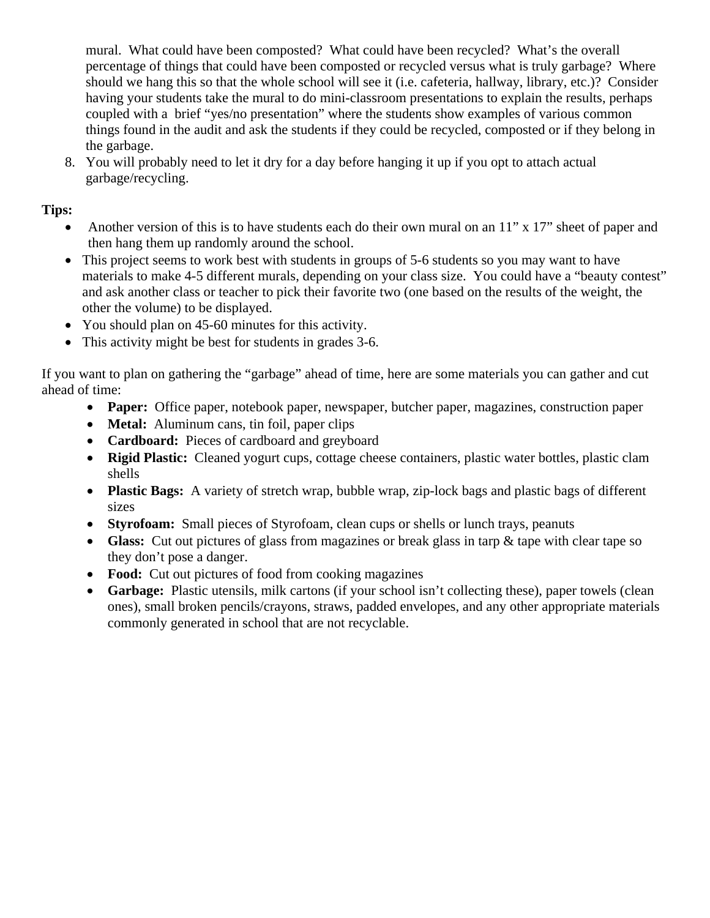mural. What could have been composted? What could have been recycled? What's the overall percentage of things that could have been composted or recycled versus what is truly garbage? Where should we hang this so that the whole school will see it (i.e. cafeteria, hallway, library, etc.)? Consider having your students take the mural to do mini-classroom presentations to explain the results, perhaps coupled with a brief "yes/no presentation" where the students show examples of various common things found in the audit and ask the students if they could be recycled, composted or if they belong in the garbage.

8. You will probably need to let it dry for a day before hanging it up if you opt to attach actual garbage/recycling.

**Tips:**

- Another version of this is to have students each do their own mural on an 11" x 17" sheet of paper and then hang them up randomly around the school.
- This project seems to work best with students in groups of 5-6 students so you may want to have materials to make 4-5 different murals, depending on your class size. You could have a "beauty contest" and ask another class or teacher to pick their favorite two (one based on the results of the weight, the other the volume) to be displayed.
- You should plan on 45-60 minutes for this activity.
- This activity might be best for students in grades 3-6.

If you want to plan on gathering the "garbage" ahead of time, here are some materials you can gather and cut ahead of time:

- **Paper:** Office paper, notebook paper, newspaper, butcher paper, magazines, construction paper
- **Metal:** Aluminum cans, tin foil, paper clips
- **Cardboard:** Pieces of cardboard and greyboard
- **Rigid Plastic:** Cleaned yogurt cups, cottage cheese containers, plastic water bottles, plastic clam shells
- **Plastic Bags:** A variety of stretch wrap, bubble wrap, zip-lock bags and plastic bags of different sizes
- **Styrofoam:** Small pieces of Styrofoam, clean cups or shells or lunch trays, peanuts
- **Glass:** Cut out pictures of glass from magazines or break glass in tarp & tape with clear tape so they don't pose a danger.
- **Food:** Cut out pictures of food from cooking magazines
- **Garbage:** Plastic utensils, milk cartons (if your school isn't collecting these), paper towels (clean ones), small broken pencils/crayons, straws, padded envelopes, and any other appropriate materials commonly generated in school that are not recyclable.